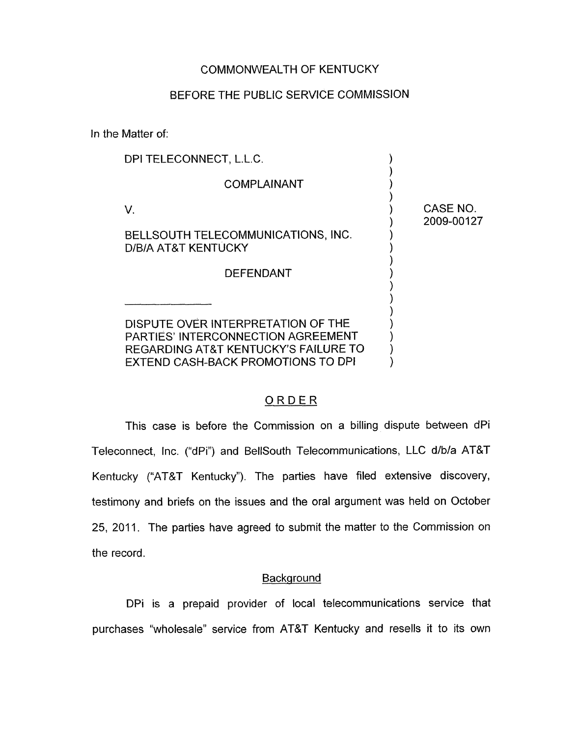COMMONWEALTH OF KENTUCKY

BEFORE THE PUBLIC SERVICE COMMISSION

In the Matter of:

| | | |
|---|---|---|
| DPI TELECONNECT, L.L.C. | ) | |
| COMPLAINANT | ) | |
| V. | ) | CASE NO. 2009-00127 |
| BELLSOUTH TELECOMMUNICATIONS, INC. D/B/A AT&T KENTUCKY | ) | |
| DEFENDANT | ) | |
| DISPUTE OVER INTERPRETATION OF THE PARTIES' INTERCONNECTION AGREEMENT REGARDING AT&T KENTUCKY'S FAILURE TO EXTEND CASH-BACK PROMOTIONS TO DPI | ) | |

## ORDER

This case is before the Commission on a billing dispute between dPi Teleconnect, Inc. ("dPi") and BellSouth Telecommunications, LLC d/b/a AT&T Kentucky ("AT&T Kentucky"). The parties have filed extensive discovery, testimony and briefs on the issues and the oral argument was held on October 25, 2011. The parties have agreed to submit the matter to the Commission on the record.

### Background

DPi is a prepaid provider of local telecommunications service that purchases "wholesale" service from AT&T Kentucky and resells it to its own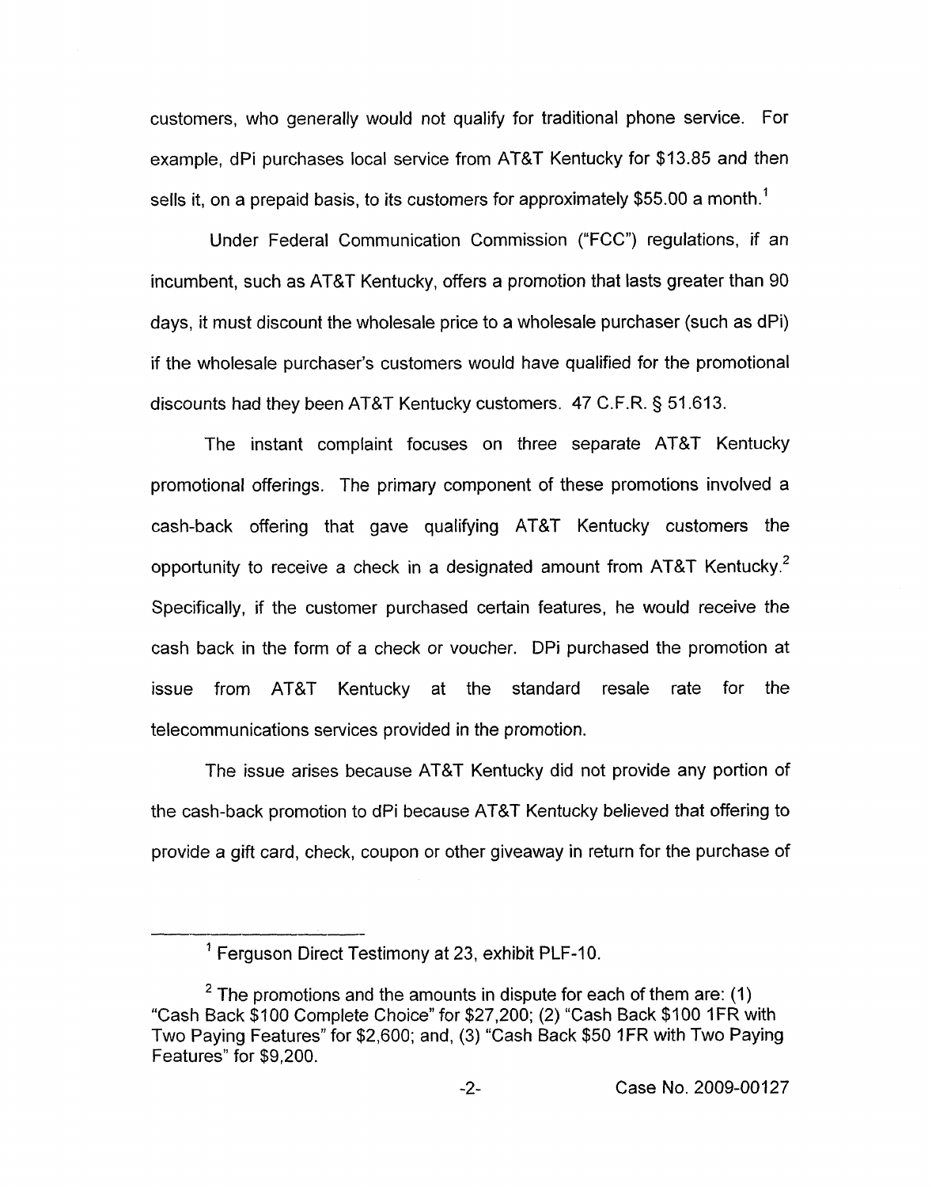customers, who generally would not qualify for traditional phone service. For example, dPi purchases local service from AT&T Kentucky for $13.85 and then sells it, on a prepaid basis, to its customers for approximately $55.00 a month.[1]

Under Federal Communication Commission ("FCC") regulations, if an incumbent, such as AT&T Kentucky, offers a promotion that lasts greater than 90 days, it must discount the wholesale price to a wholesale purchaser (such as dPi) if the wholesale purchaser's customers would have qualified for the promotional discounts had they been AT&T Kentucky customers. 47 C.F.R. § 51.613.

The instant complaint focuses on three separate AT&T Kentucky promotional offerings. The primary component of these promotions involved a cash-back offering that gave qualifying AT&T Kentucky customers the opportunity to receive a check in a designated amount from AT&T Kentucky.[2] Specifically, if the customer purchased certain features, he would receive the cash back in the form of a check or voucher. DPi purchased the promotion at issue from AT&T Kentucky at the standard resale rate for the telecommunications services provided in the promotion.

The issue arises because AT&T Kentucky did not provide any portion of the cash-back promotion to dPi because AT&T Kentucky believed that offering to provide a gift card, check, coupon or other giveaway in return for the purchase of

---

[1] Ferguson Direct Testimony at 23, exhibit PLF-10.

[2] The promotions and the amounts in dispute for each of them are: (1) "Cash Back $100 Complete Choice" for $27,200; (2) "Cash Back $100 1FR with Two Paying Features" for $2,600; and, (3) "Cash Back $50 1FR with Two Paying Features" for $9,200.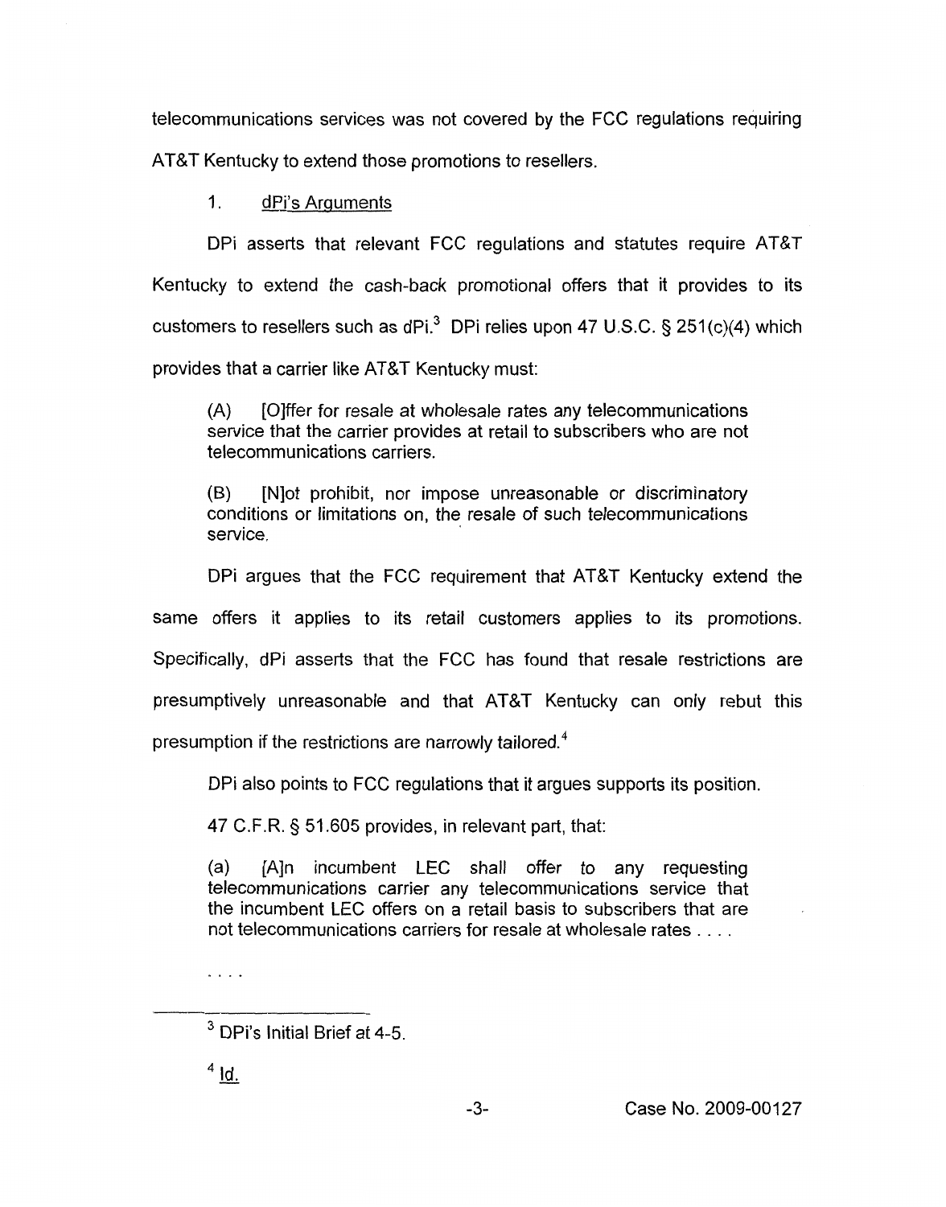telecommunications services was not covered by the FCC regulations requiring AT&T Kentucky to extend those promotions to resellers.

1. dPi's Arguments

DPi asserts that relevant FCC regulations and statutes require AT&T Kentucky to extend the cash-back promotional offers that it provides to its customers to resellers such as dPi.[3] DPi relies upon 47 U.S.C. § 251(c)(4) which provides that a carrier like AT&T Kentucky must:

> (A) [O]ffer for resale at wholesale rates any telecommunications service that the carrier provides at retail to subscribers who are not telecommunications carriers.
>
> (B) [N]ot prohibit, nor impose unreasonable or discriminatory conditions or limitations on, the resale of such telecommunications service.

DPi argues that the FCC requirement that AT&T Kentucky extend the same offers it applies to its retail customers applies to its promotions. Specifically, dPi asserts that the FCC has found that resale restrictions are presumptively unreasonable and that AT&T Kentucky can only rebut this presumption if the restrictions are narrowly tailored.[4]

DPi also points to FCC regulations that it argues supports its position.

47 C.F.R. § 51.605 provides, in relevant part, that:

> (a) [A]n incumbent LEC shall offer to any requesting telecommunications carrier any telecommunications service that the incumbent LEC offers on a retail basis to subscribers that are not telecommunications carriers for resale at wholesale rates . . . .
>
> . . . .

---

[3] DPi's Initial Brief at 4-5.

[4] Id.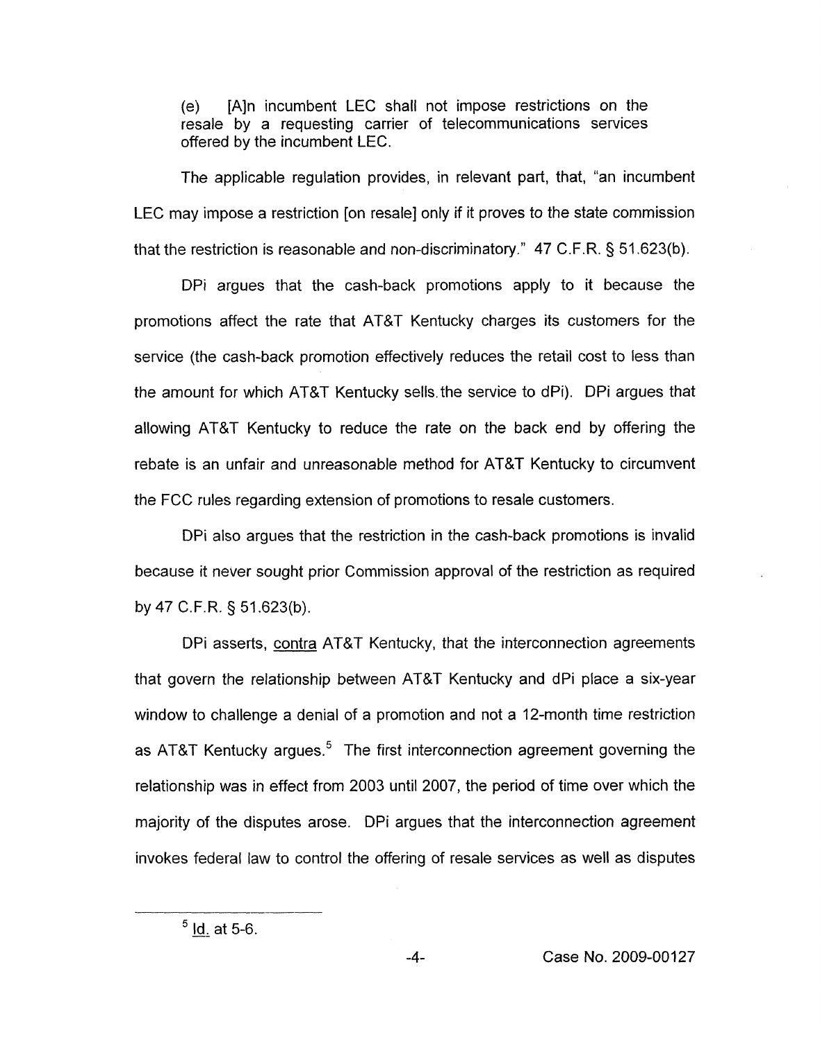> (e) [A]n incumbent LEC shall not impose restrictions on the resale by a requesting carrier of telecommunications services offered by the incumbent LEC.

The applicable regulation provides, in relevant part, that, "an incumbent LEC may impose a restriction [on resale] only if it proves to the state commission that the restriction is reasonable and non-discriminatory." 47 C.F.R. § 51.623(b).

DPi argues that the cash-back promotions apply to it because the promotions affect the rate that AT&T Kentucky charges its customers for the service (the cash-back promotion effectively reduces the retail cost to less than the amount for which AT&T Kentucky sells the service to dPi). DPi argues that allowing AT&T Kentucky to reduce the rate on the back end by offering the rebate is an unfair and unreasonable method for AT&T Kentucky to circumvent the FCC rules regarding extension of promotions to resale customers.

DPi also argues that the restriction in the cash-back promotions is invalid because it never sought prior Commission approval of the restriction as required by 47 C.F.R. § 51.623(b).

DPi asserts, <u>contra</u> AT&T Kentucky, that the interconnection agreements that govern the relationship between AT&T Kentucky and dPi place a six-year window to challenge a denial of a promotion and not a 12-month time restriction as AT&T Kentucky argues.[5] The first interconnection agreement governing the relationship was in effect from 2003 until 2007, the period of time over which the majority of the disputes arose. DPi argues that the interconnection agreement invokes federal law to control the offering of resale services as well as disputes

[5] <u>Id.</u> at 5-6.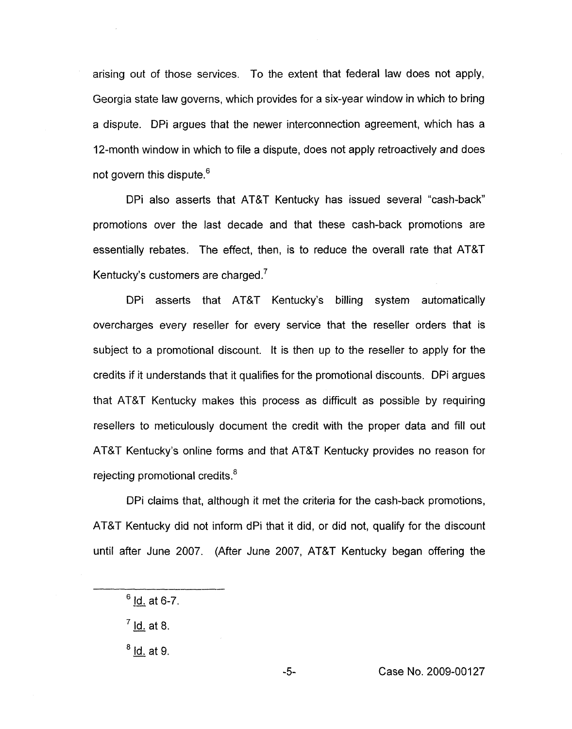arising out of those services. To the extent that federal law does not apply, Georgia state law governs, which provides for a six-year window in which to bring a dispute. DPi argues that the newer interconnection agreement, which has a 12-month window in which to file a dispute, does not apply retroactively and does not govern this dispute.[6]

DPi also asserts that AT&T Kentucky has issued several "cash-back" promotions over the last decade and that these cash-back promotions are essentially rebates. The effect, then, is to reduce the overall rate that AT&T Kentucky's customers are charged.[7]

DPi asserts that AT&T Kentucky's billing system automatically overcharges every reseller for every service that the reseller orders that is subject to a promotional discount. It is then up to the reseller to apply for the credits if it understands that it qualifies for the promotional discounts. DPi argues that AT&T Kentucky makes this process as difficult as possible by requiring resellers to meticulously document the credit with the proper data and fill out AT&T Kentucky's online forms and that AT&T Kentucky provides no reason for rejecting promotional credits.[8]

DPi claims that, although it met the criteria for the cash-back promotions, AT&T Kentucky did not inform dPi that it did, or did not, qualify for the discount until after June 2007. (After June 2007, AT&T Kentucky began offering the

---

[6] Id. at 6-7.

[7] Id. at 8.

[8] Id. at 9.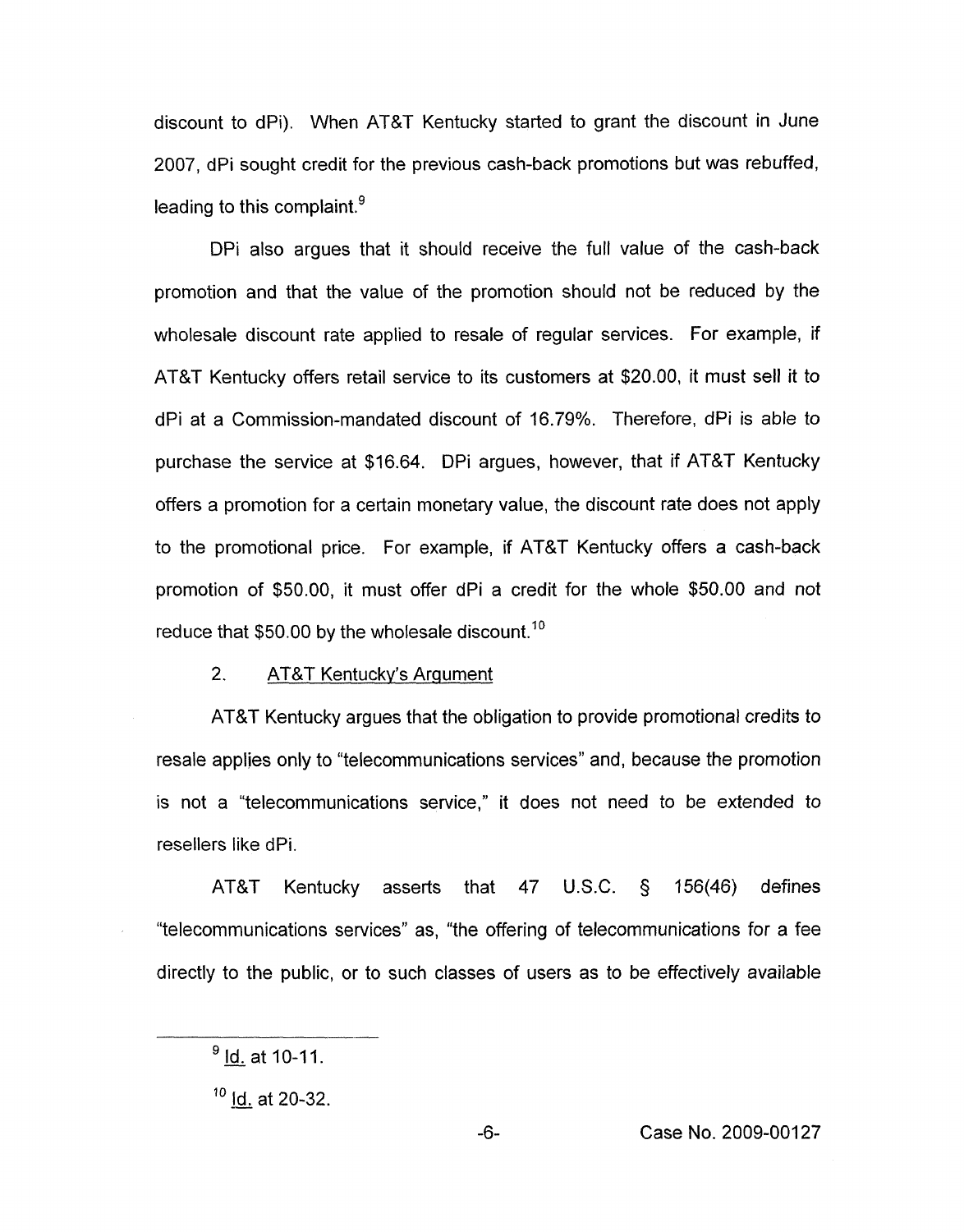discount to dPi). When AT&T Kentucky started to grant the discount in June 2007, dPi sought credit for the previous cash-back promotions but was rebuffed, leading to this complaint.[9]

DPi also argues that it should receive the full value of the cash-back promotion and that the value of the promotion should not be reduced by the wholesale discount rate applied to resale of regular services. For example, if AT&T Kentucky offers retail service to its customers at $20.00, it must sell it to dPi at a Commission-mandated discount of 16.79%. Therefore, dPi is able to purchase the service at $16.64. DPi argues, however, that if AT&T Kentucky offers a promotion for a certain monetary value, the discount rate does not apply to the promotional price. For example, if AT&T Kentucky offers a cash-back promotion of $50.00, it must offer dPi a credit for the whole $50.00 and not reduce that $50.00 by the wholesale discount.[10]

2. <u>AT&T Kentucky's Argument</u>

AT&T Kentucky argues that the obligation to provide promotional credits to resale applies only to "telecommunications services" and, because the promotion is not a "telecommunications service," it does not need to be extended to resellers like dPi.

AT&T Kentucky asserts that 47 U.S.C. § 156(46) defines "telecommunications services" as, "the offering of telecommunications for a fee directly to the public, or to such classes of users as to be effectively available

---

[9] Id. at 10-11.

[10] Id. at 20-32.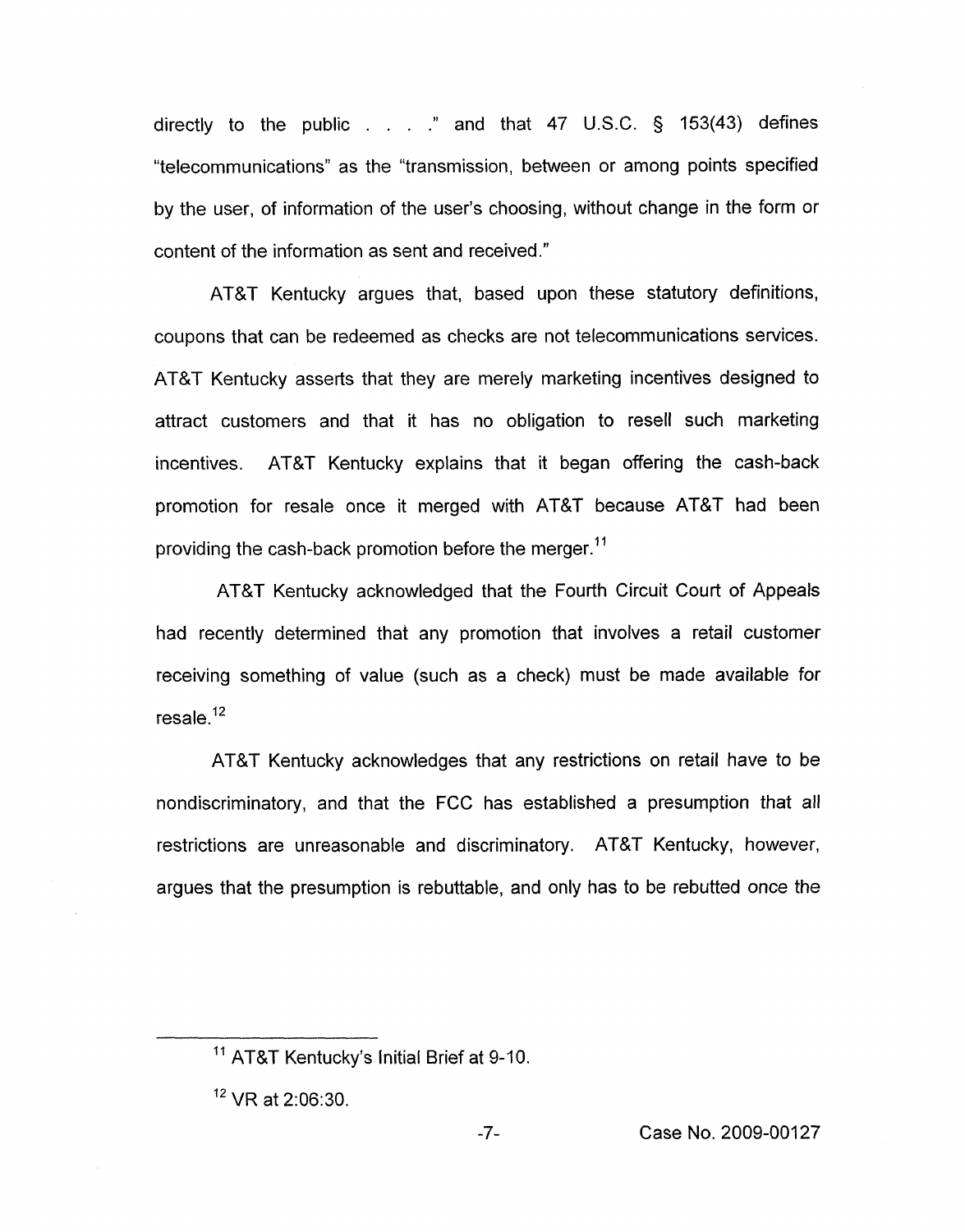directly to the public . . . ." and that 47 U.S.C. § 153(43) defines "telecommunications" as the "transmission, between or among points specified by the user, of information of the user's choosing, without change in the form or content of the information as sent and received."

AT&T Kentucky argues that, based upon these statutory definitions, coupons that can be redeemed as checks are not telecommunications services. AT&T Kentucky asserts that they are merely marketing incentives designed to attract customers and that it has no obligation to resell such marketing incentives. AT&T Kentucky explains that it began offering the cash-back promotion for resale once it merged with AT&T because AT&T had been providing the cash-back promotion before the merger.[11]

AT&T Kentucky acknowledged that the Fourth Circuit Court of Appeals had recently determined that any promotion that involves a retail customer receiving something of value (such as a check) must be made available for resale.[12]

AT&T Kentucky acknowledges that any restrictions on retail have to be nondiscriminatory, and that the FCC has established a presumption that all restrictions are unreasonable and discriminatory. AT&T Kentucky, however, argues that the presumption is rebuttable, and only has to be rebutted once the

---

[11] AT&T Kentucky's Initial Brief at 9-10.

[12] VR at 2:06:30.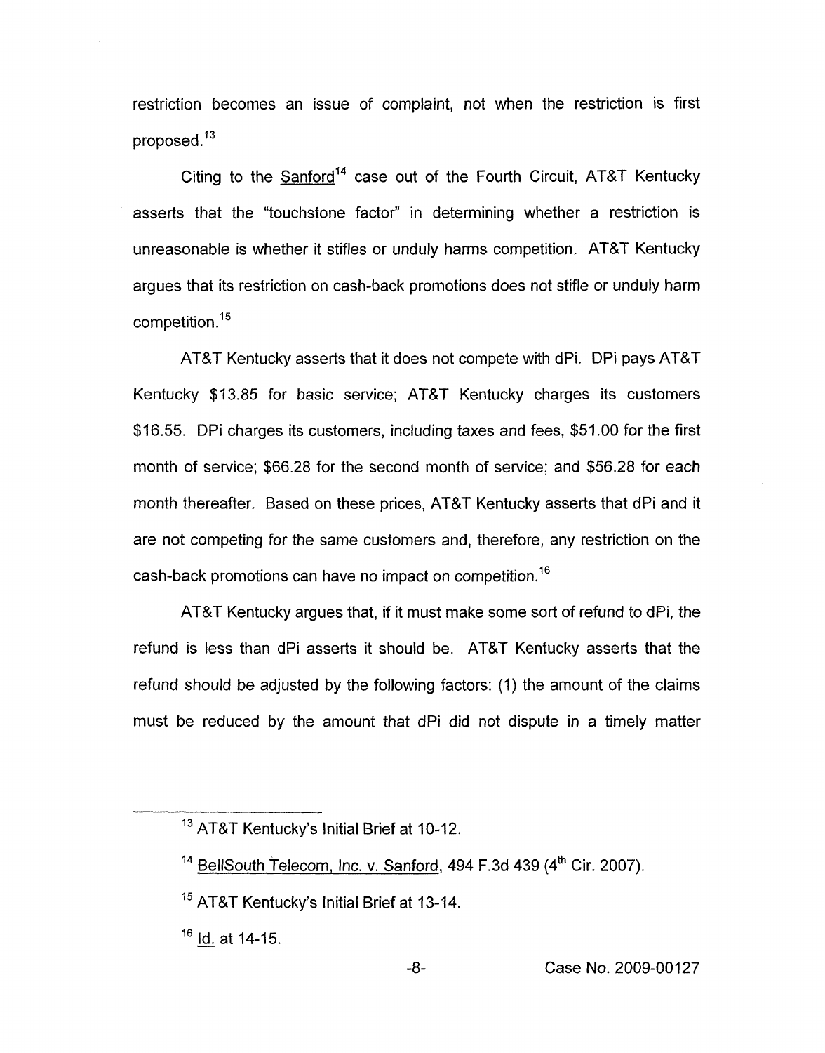restriction becomes an issue of complaint, not when the restriction is first proposed.[13]

Citing to the Sanford[14] case out of the Fourth Circuit, AT&T Kentucky asserts that the "touchstone factor" in determining whether a restriction is unreasonable is whether it stifles or unduly harms competition. AT&T Kentucky argues that its restriction on cash-back promotions does not stifle or unduly harm competition.[15]

AT&T Kentucky asserts that it does not compete with dPi. DPi pays AT&T Kentucky $13.85 for basic service; AT&T Kentucky charges its customers $16.55. DPi charges its customers, including taxes and fees, $51.00 for the first month of service; $66.28 for the second month of service; and $56.28 for each month thereafter. Based on these prices, AT&T Kentucky asserts that dPi and it are not competing for the same customers and, therefore, any restriction on the cash-back promotions can have no impact on competition.[16]

AT&T Kentucky argues that, if it must make some sort of refund to dPi, the refund is less than dPi asserts it should be. AT&T Kentucky asserts that the refund should be adjusted by the following factors: (1) the amount of the claims must be reduced by the amount that dPi did not dispute in a timely matter

---

[13] AT&T Kentucky's Initial Brief at 10-12.

[14] BellSouth Telecom, Inc. v. Sanford, 494 F.3d 439 (4th Cir. 2007).

[15] AT&T Kentucky's Initial Brief at 13-14.

[16] Id. at 14-15.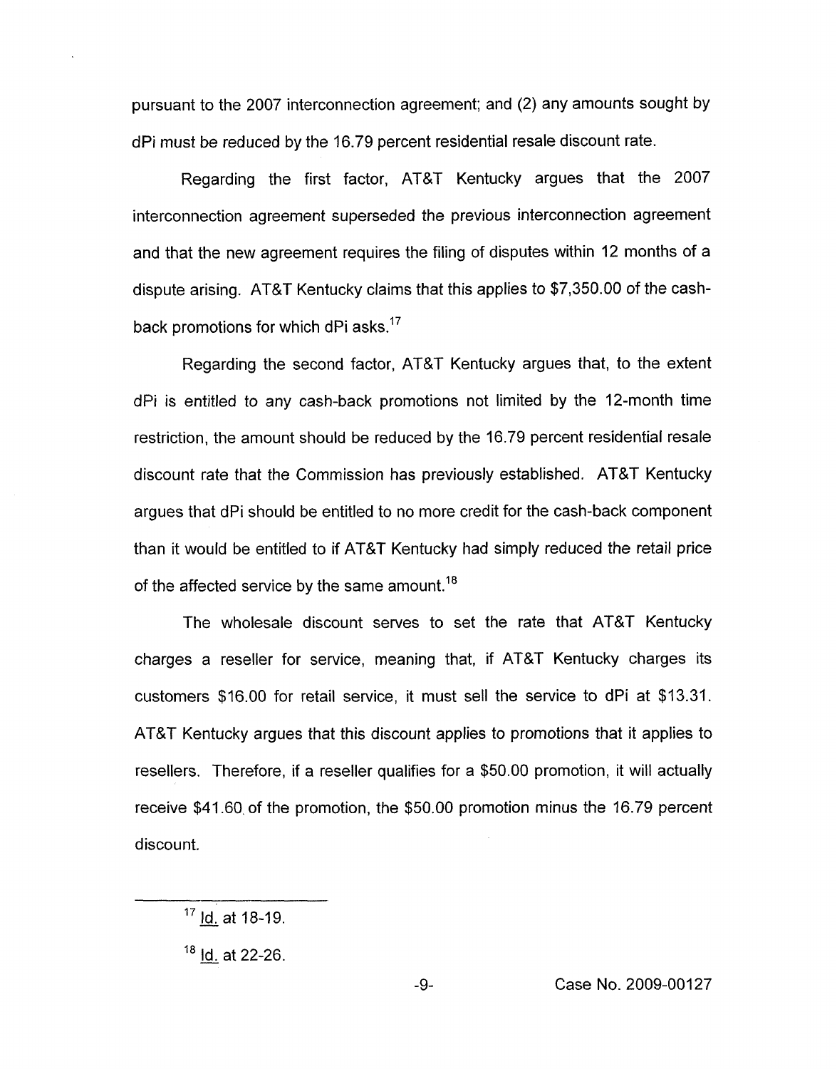pursuant to the 2007 interconnection agreement; and (2) any amounts sought by dPi must be reduced by the 16.79 percent residential resale discount rate.

Regarding the first factor, AT&T Kentucky argues that the 2007 interconnection agreement superseded the previous interconnection agreement and that the new agreement requires the filing of disputes within 12 months of a dispute arising. AT&T Kentucky claims that this applies to $7,350.00 of the cash-back promotions for which dPi asks.[17]

Regarding the second factor, AT&T Kentucky argues that, to the extent dPi is entitled to any cash-back promotions not limited by the 12-month time restriction, the amount should be reduced by the 16.79 percent residential resale discount rate that the Commission has previously established. AT&T Kentucky argues that dPi should be entitled to no more credit for the cash-back component than it would be entitled to if AT&T Kentucky had simply reduced the retail price of the affected service by the same amount.[18]

The wholesale discount serves to set the rate that AT&T Kentucky charges a reseller for service, meaning that, if AT&T Kentucky charges its customers $16.00 for retail service, it must sell the service to dPi at $13.31. AT&T Kentucky argues that this discount applies to promotions that it applies to resellers. Therefore, if a reseller qualifies for a $50.00 promotion, it will actually receive $41.60 of the promotion, the $50.00 promotion minus the 16.79 percent discount.

---

[17] Id. at 18-19.

[18] Id. at 22-26.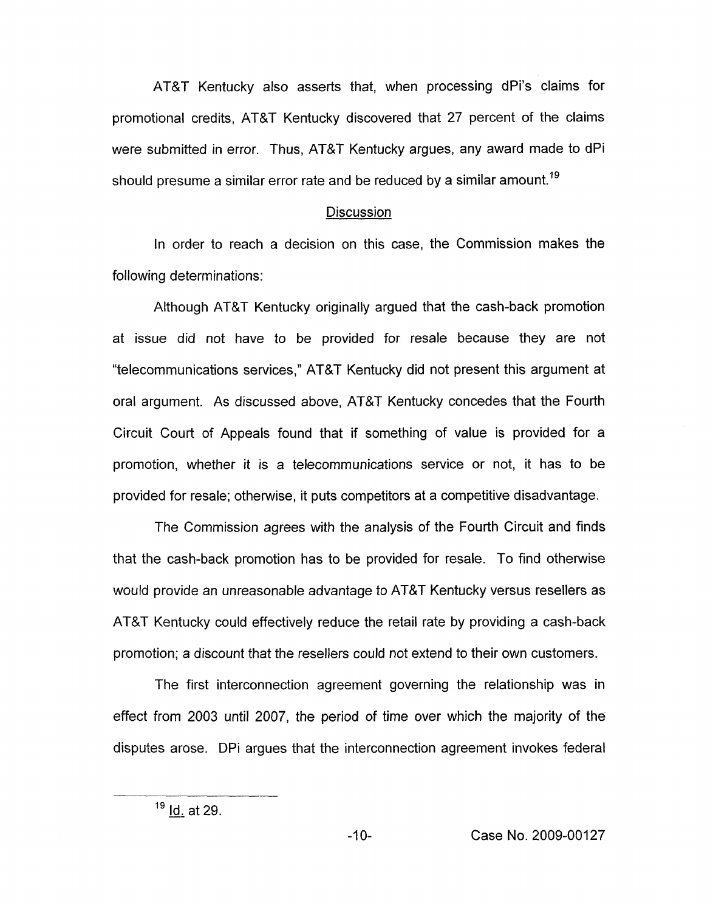AT&T Kentucky also asserts that, when processing dPi's claims for promotional credits, AT&T Kentucky discovered that 27 percent of the claims were submitted in error. Thus, AT&T Kentucky argues, any award made to dPi should presume a similar error rate and be reduced by a similar amount.[19]

## Discussion

In order to reach a decision on this case, the Commission makes the following determinations:

Although AT&T Kentucky originally argued that the cash-back promotion at issue did not have to be provided for resale because they are not "telecommunications services," AT&T Kentucky did not present this argument at oral argument. As discussed above, AT&T Kentucky concedes that the Fourth Circuit Court of Appeals found that if something of value is provided for a promotion, whether it is a telecommunications service or not, it has to be provided for resale; otherwise, it puts competitors at a competitive disadvantage.

The Commission agrees with the analysis of the Fourth Circuit and finds that the cash-back promotion has to be provided for resale. To find otherwise would provide an unreasonable advantage to AT&T Kentucky versus resellers as AT&T Kentucky could effectively reduce the retail rate by providing a cash-back promotion; a discount that the resellers could not extend to their own customers.

The first interconnection agreement governing the relationship was in effect from 2003 until 2007, the period of time over which the majority of the disputes arose. DPi argues that the interconnection agreement invokes federal

[19] Id. at 29.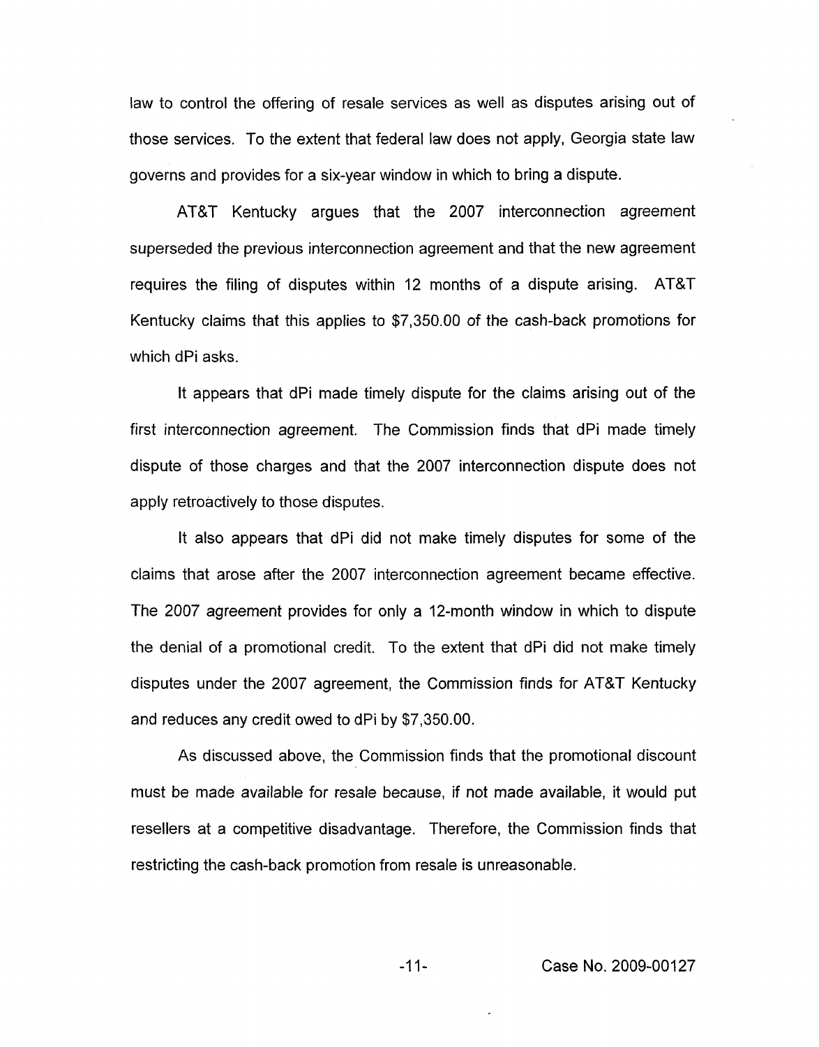law to control the offering of resale services as well as disputes arising out of those services. To the extent that federal law does not apply, Georgia state law governs and provides for a six-year window in which to bring a dispute.

AT&T Kentucky argues that the 2007 interconnection agreement superseded the previous interconnection agreement and that the new agreement requires the filing of disputes within 12 months of a dispute arising. AT&T Kentucky claims that this applies to $7,350.00 of the cash-back promotions for which dPi asks.

It appears that dPi made timely dispute for the claims arising out of the first interconnection agreement. The Commission finds that dPi made timely dispute of those charges and that the 2007 interconnection dispute does not apply retroactively to those disputes.

It also appears that dPi did not make timely disputes for some of the claims that arose after the 2007 interconnection agreement became effective. The 2007 agreement provides for only a 12-month window in which to dispute the denial of a promotional credit. To the extent that dPi did not make timely disputes under the 2007 agreement, the Commission finds for AT&T Kentucky and reduces any credit owed to dPi by $7,350.00.

As discussed above, the Commission finds that the promotional discount must be made available for resale because, if not made available, it would put resellers at a competitive disadvantage. Therefore, the Commission finds that restricting the cash-back promotion from resale is unreasonable.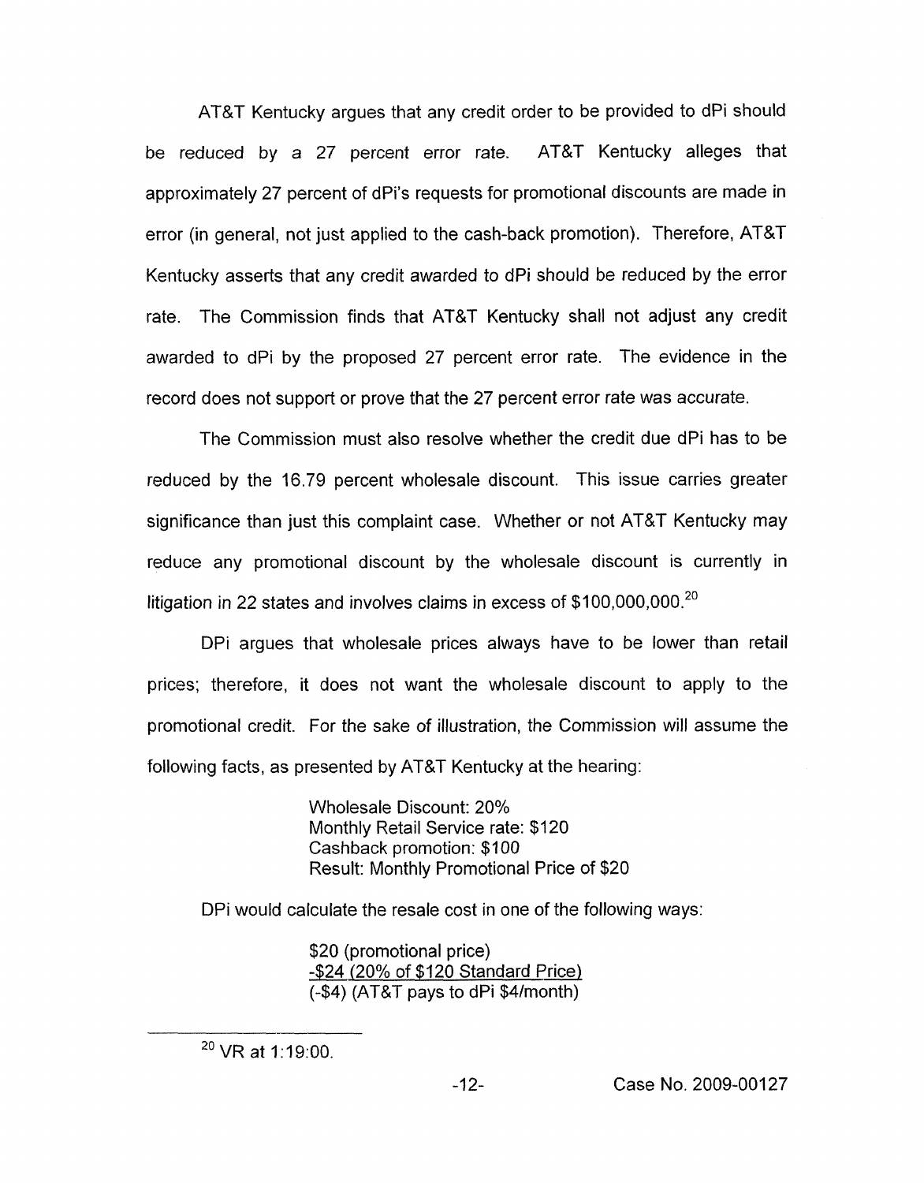AT&T Kentucky argues that any credit order to be provided to dPi should be reduced by a 27 percent error rate. AT&T Kentucky alleges that approximately 27 percent of dPi's requests for promotional discounts are made in error (in general, not just applied to the cash-back promotion). Therefore, AT&T Kentucky asserts that any credit awarded to dPi should be reduced by the error rate. The Commission finds that AT&T Kentucky shall not adjust any credit awarded to dPi by the proposed 27 percent error rate. The evidence in the record does not support or prove that the 27 percent error rate was accurate.

The Commission must also resolve whether the credit due dPi has to be reduced by the 16.79 percent wholesale discount. This issue carries greater significance than just this complaint case. Whether or not AT&T Kentucky may reduce any promotional discount by the wholesale discount is currently in litigation in 22 states and involves claims in excess of $100,000,000.[20]

DPi argues that wholesale prices always have to be lower than retail prices; therefore, it does not want the wholesale discount to apply to the promotional credit. For the sake of illustration, the Commission will assume the following facts, as presented by AT&T Kentucky at the hearing:

> Wholesale Discount: 20%
> Monthly Retail Service rate: $120
> Cashback promotion: $100
> Result: Monthly Promotional Price of $20

DPi would calculate the resale cost in one of the following ways:

> $20 (promotional price)
> -$24 (20% of $120 Standard Price)
> (-$4) (AT&T pays to dPi $4/month)

---

[20] VR at 1:19:00.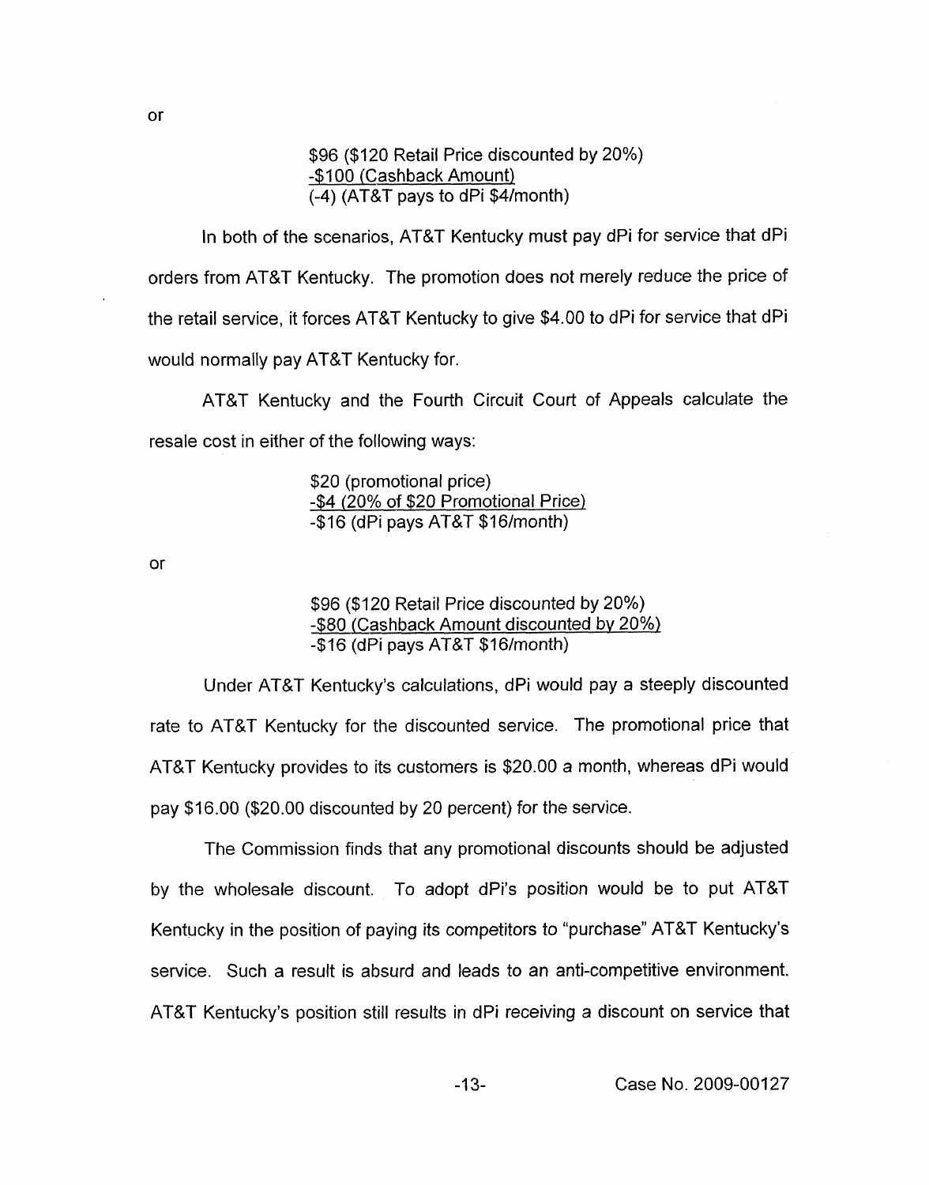or

$96 ($120 Retail Price discounted by 20%)
<u>-$100 (Cashback Amount)</u>
(-4) (AT&T pays to dPi $4/month)

In both of the scenarios, AT&T Kentucky must pay dPi for service that dPi orders from AT&T Kentucky. The promotion does not merely reduce the price of the retail service, it forces AT&T Kentucky to give $4.00 to dPi for service that dPi would normally pay AT&T Kentucky for.

AT&T Kentucky and the Fourth Circuit Court of Appeals calculate the resale cost in either of the following ways:

$20 (promotional price)
<u>-$4 (20% of $20 Promotional Price)</u>
-$16 (dPi pays AT&T $16/month)

or

$96 ($120 Retail Price discounted by 20%)
<u>-$80 (Cashback Amount discounted by 20%)</u>
-$16 (dPi pays AT&T $16/month)

Under AT&T Kentucky's calculations, dPi would pay a steeply discounted rate to AT&T Kentucky for the discounted service. The promotional price that AT&T Kentucky provides to its customers is $20.00 a month, whereas dPi would pay $16.00 ($20.00 discounted by 20 percent) for the service.

The Commission finds that any promotional discounts should be adjusted by the wholesale discount. To adopt dPi's position would be to put AT&T Kentucky in the position of paying its competitors to "purchase" AT&T Kentucky's service. Such a result is absurd and leads to an anti-competitive environment. AT&T Kentucky's position still results in dPi receiving a discount on service that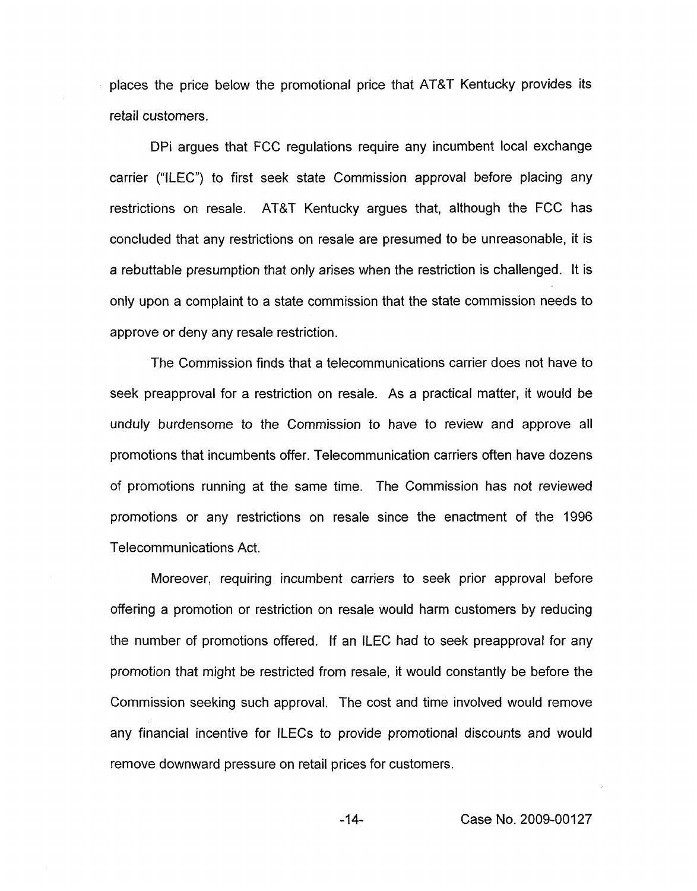places the price below the promotional price that AT&T Kentucky provides its retail customers.

DPi argues that FCC regulations require any incumbent local exchange carrier ("ILEC") to first seek state Commission approval before placing any restrictions on resale. AT&T Kentucky argues that, although the FCC has concluded that any restrictions on resale are presumed to be unreasonable, it is a rebuttable presumption that only arises when the restriction is challenged. It is only upon a complaint to a state commission that the state commission needs to approve or deny any resale restriction.

The Commission finds that a telecommunications carrier does not have to seek preapproval for a restriction on resale. As a practical matter, it would be unduly burdensome to the Commission to have to review and approve all promotions that incumbents offer. Telecommunication carriers often have dozens of promotions running at the same time. The Commission has not reviewed promotions or any restrictions on resale since the enactment of the 1996 Telecommunications Act.

Moreover, requiring incumbent carriers to seek prior approval before offering a promotion or restriction on resale would harm customers by reducing the number of promotions offered. If an ILEC had to seek preapproval for any promotion that might be restricted from resale, it would constantly be before the Commission seeking such approval. The cost and time involved would remove any financial incentive for ILECs to provide promotional discounts and would remove downward pressure on retail prices for customers.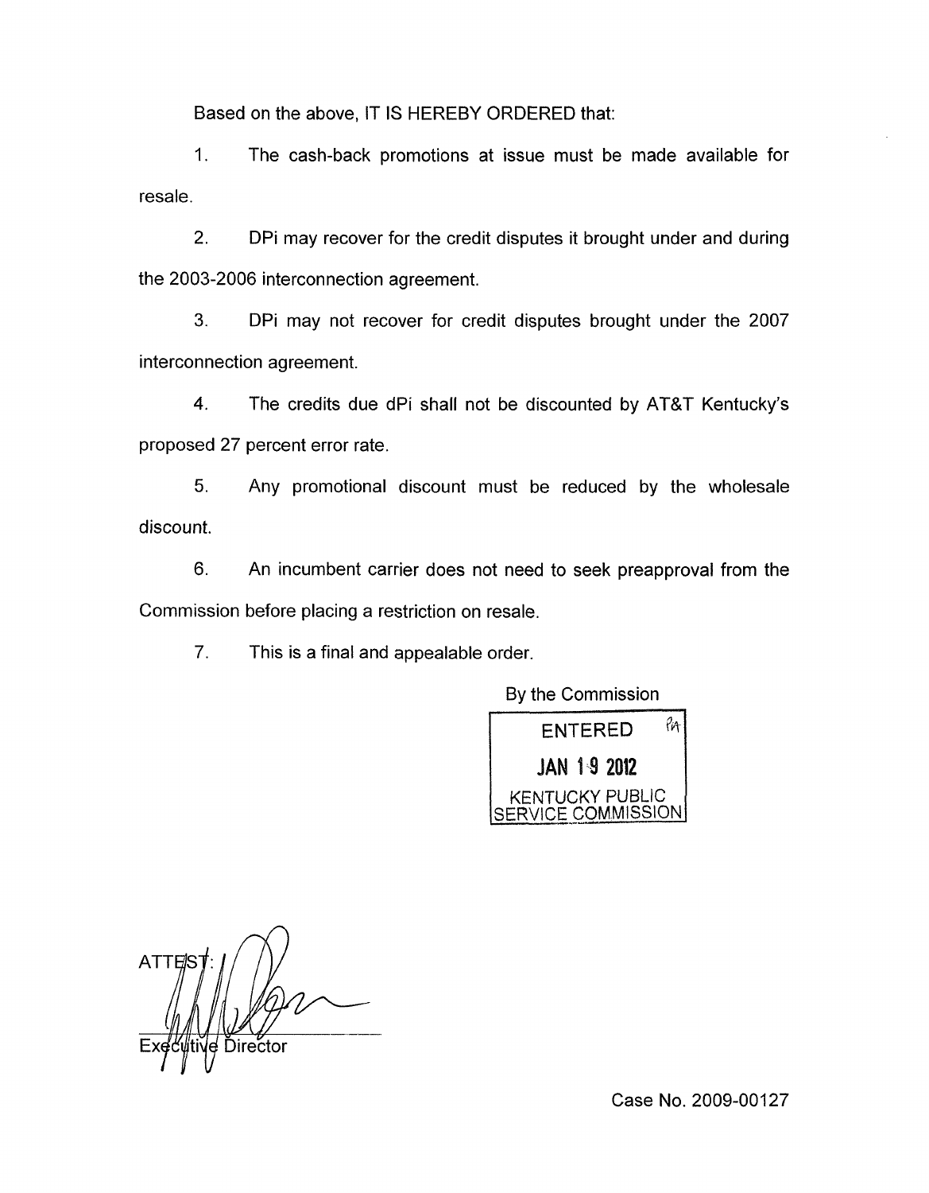Based on the above, IT IS HEREBY ORDERED that:

1. The cash-back promotions at issue must be made available for resale.

2. DPi may recover for the credit disputes it brought under and during the 2003-2006 interconnection agreement.

3. DPi may not recover for credit disputes brought under the 2007 interconnection agreement.

4. The credits due dPi shall not be discounted by AT&T Kentucky's proposed 27 percent error rate.

5. Any promotional discount must be reduced by the wholesale discount.

6. An incumbent carrier does not need to seek preapproval from the Commission before placing a restriction on resale.

7. This is a final and appealable order.

By the Commission

ENTERED

JAN 19 2012

KENTUCKY PUBLIC SERVICE COMMISSION

ATTEST:

Executive Director

Case No. 2009-00127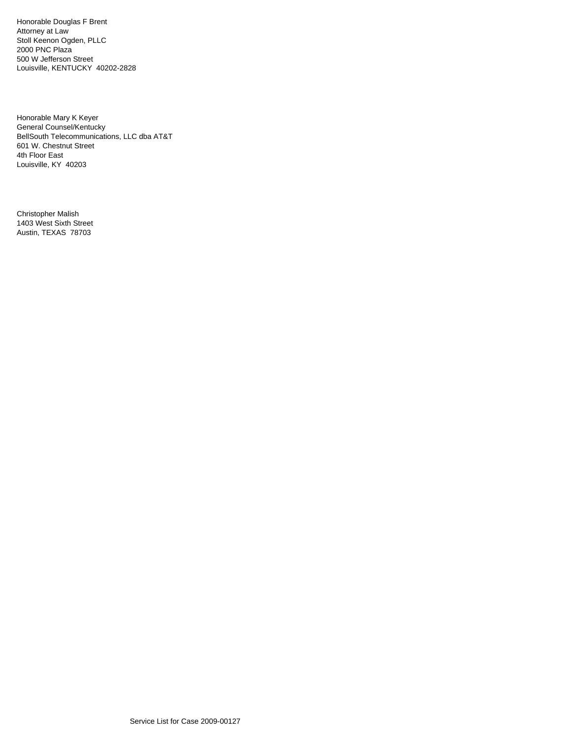Honorable Douglas F Brent
Attorney at Law
Stoll Keenon Ogden, PLLC
2000 PNC Plaza
500 W Jefferson Street
Louisville, KENTUCKY 40202-2828

Honorable Mary K Keyer
General Counsel/Kentucky
BellSouth Telecommunications, LLC dba AT&T
601 W. Chestnut Street
4th Floor East
Louisville, KY 40203

Christopher Malish
1403 West Sixth Street
Austin, TEXAS 78703

Service List for Case 2009-00127